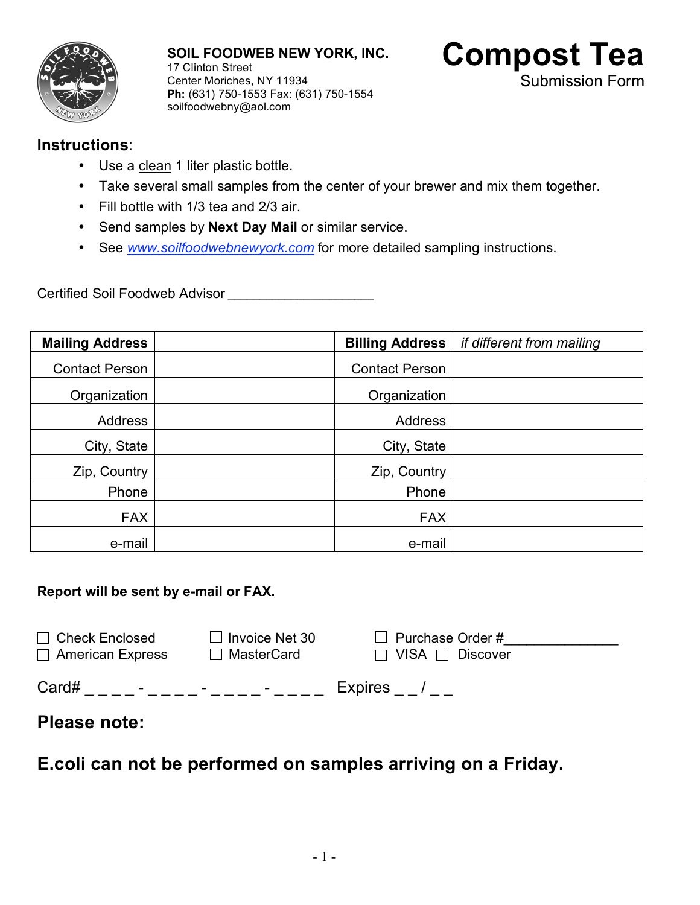**SOIL FOODWEB NEW YORK, INC.**
17 Clinton Street
Center Moriches, NY 11934
**Ph:** (631) 750-1553 Fax: (631) 750-1554
soilfoodwebny@aol.com

# Compost Tea

Submission Form

## Instructions:

- Use a clean 1 liter plastic bottle.
- Take several small samples from the center of your brewer and mix them together.
- Fill bottle with 1/3 tea and 2/3 air.
- Send samples by **Next Day Mail** or similar service.
- See www.soilfoodwebnewyork.com for more detailed sampling instructions.

Certified Soil Foodweb Advisor ___________________

| **Mailing Address** | | **Billing Address** | *if different from mailing* |
|---|---|---|---|
| Contact Person | | Contact Person | |
| Organization | | Organization | |
| Address | | Address | |
| City, State | | City, State | |
| Zip, Country | | Zip, Country | |
| Phone | | Phone | |
| FAX | | FAX | |
| e-mail | | e-mail | |

**Report will be sent by e-mail or FAX.**

☐ Check Enclosed ☐ Invoice Net 30 ☐ Purchase Order #______________
☐ American Express ☐ MasterCard ☐ VISA ☐ Discover

Card# _ _ _ _ - _ _ _ _ - _ _ _ _ - _ _ _ _ Expires _ _ / _ _

## Please note:

## E.coli can not be performed on samples arriving on a Friday.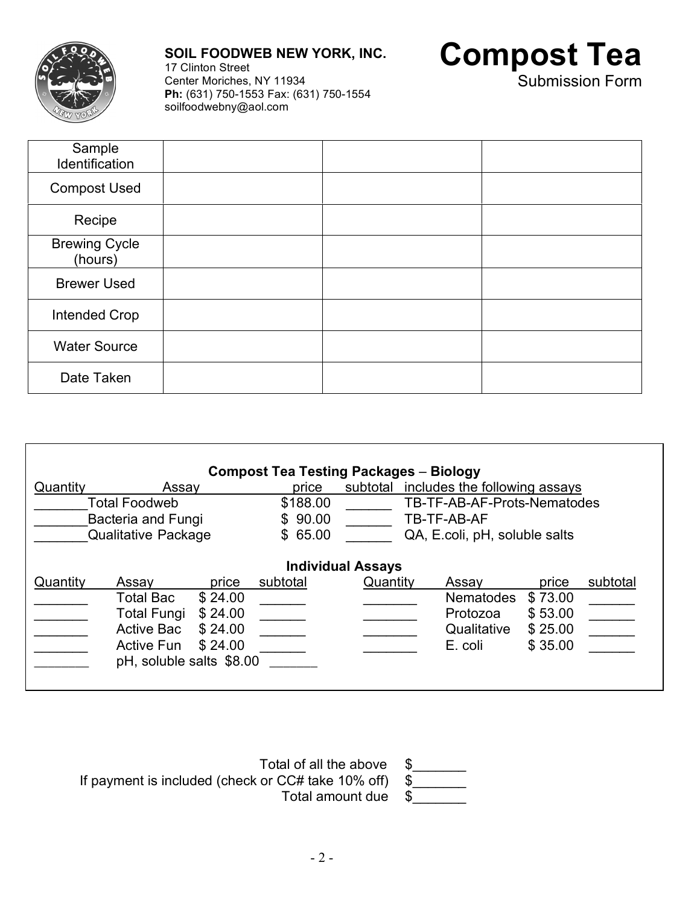**SOIL FOODWEB NEW YORK, INC.**
17 Clinton Street
Center Moriches, NY 11934
**Ph:** (631) 750-1553 Fax: (631) 750-1554
soilfoodwebny@aol.com

# Compost Tea
Submission Form

| | | | |
|---|---|---|---|
| Sample Identification | | | |
| Compost Used | | | |
| Recipe | | | |
| Brewing Cycle (hours) | | | |
| Brewer Used | | | |
| Intended Crop | | | |
| Water Source | | | |
| Date Taken | | | |

### Compost Tea Testing Packages – Biology

| Quantity | Assay | price | subtotal | includes the following assays |
|---|---|---|---|---|
| _______ | Total Foodweb | $188.00 | ______ | TB-TF-AB-AF-Prots-Nematodes |
| _______ | Bacteria and Fungi | $ 90.00 | ______ | TB-TF-AB-AF |
| _______ | Qualitative Package | $ 65.00 | ______ | QA, E.coli, pH, soluble salts |

### Individual Assays

| Quantity | Assay | price | subtotal | Quantity | Assay | price | subtotal |
|---|---|---|---|---|---|---|---|
| _______ | Total Bac | $ 24.00 | ______ | _______ | Nematodes | $ 73.00 | ______ |
| _______ | Total Fungi | $ 24.00 | ______ | _______ | Protozoa | $ 53.00 | ______ |
| _______ | Active Bac | $ 24.00 | ______ | _______ | Qualitative | $ 25.00 | ______ |
| _______ | Active Fun | $ 24.00 | ______ | _______ | E. coli | $ 35.00 | ______ |
| _______ | pH, soluble salts | $8.00 | ______ | | | | |

Total of all the above $_______
If payment is included (check or CC# take 10% off) $_______
Total amount due $_______